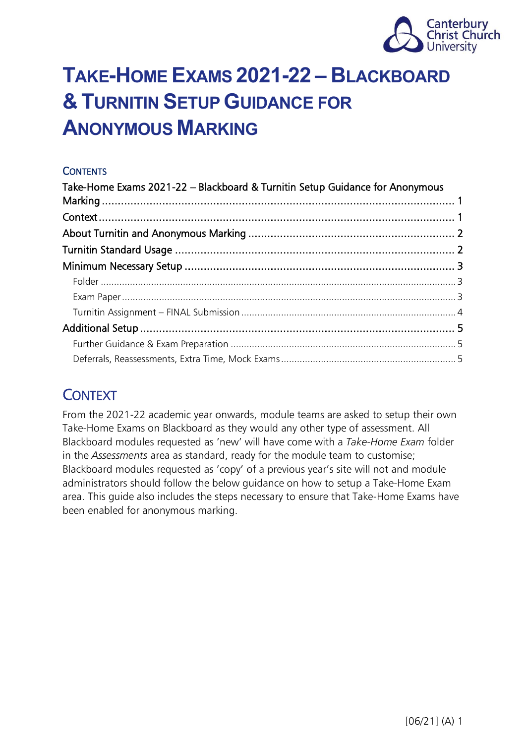# Take-Home Exams 2021-22 – Blackboard & Turnitin Setup Guidance for Anonymous Marking

## Contents

Take-Home Exams 2021-22 – Blackboard & Turnitin Setup Guidance for Anonymous Marking ........ 1
Context ........ 1
About Turnitin and Anonymous Marking ........ 2
Turnitin Standard Usage ........ 2
Minimum Necessary Setup ........ 3
- Folder ........ 3
- Exam Paper ........ 3
- Turnitin Assignment – FINAL Submission ........ 4

Additional Setup ........ 5
- Further Guidance & Exam Preparation ........ 5
- Deferrals, Reassessments, Extra Time, Mock Exams ........ 5

## Context

From the 2021-22 academic year onwards, module teams are asked to setup their own Take-Home Exams on Blackboard as they would any other type of assessment. All Blackboard modules requested as 'new' will have come with a *Take-Home Exam* folder in the *Assessments* area as standard, ready for the module team to customise; Blackboard modules requested as 'copy' of a previous year's site will not and module administrators should follow the below guidance on how to setup a Take-Home Exam area. This guide also includes the steps necessary to ensure that Take-Home Exams have been enabled for anonymous marking.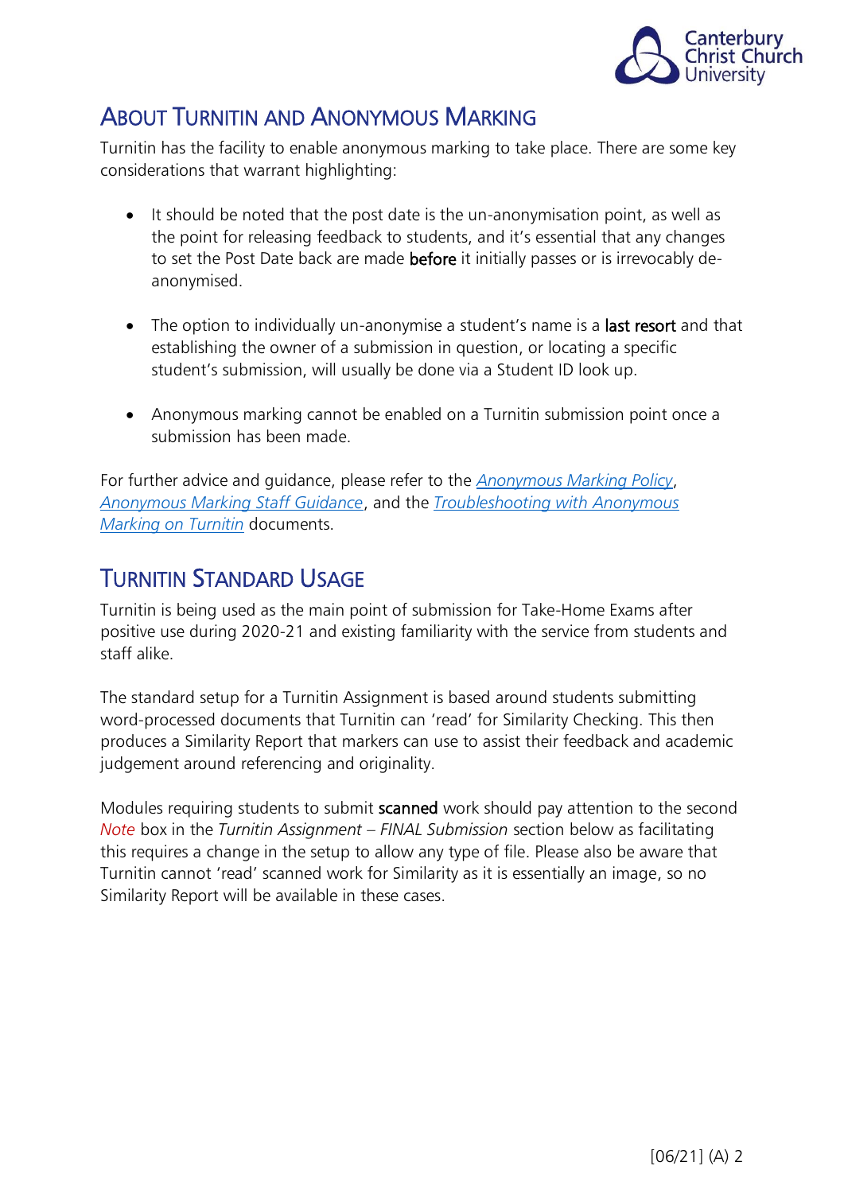## About Turnitin and Anonymous Marking

Turnitin has the facility to enable anonymous marking to take place. There are some key considerations that warrant highlighting:

- It should be noted that the post date is the un-anonymisation point, as well as the point for releasing feedback to students, and it's essential that any changes to set the Post Date back are made **before** it initially passes or is irrevocably de-anonymised.

- The option to individually un-anonymise a student's name is a **last resort** and that establishing the owner of a submission in question, or locating a specific student's submission, will usually be done via a Student ID look up.

- Anonymous marking cannot be enabled on a Turnitin submission point once a submission has been made.

For further advice and guidance, please refer to the *Anonymous Marking Policy*, *Anonymous Marking Staff Guidance*, and the *Troubleshooting with Anonymous Marking on Turnitin* documents.

## Turnitin Standard Usage

Turnitin is being used as the main point of submission for Take-Home Exams after positive use during 2020-21 and existing familiarity with the service from students and staff alike.

The standard setup for a Turnitin Assignment is based around students submitting word-processed documents that Turnitin can 'read' for Similarity Checking. This then produces a Similarity Report that markers can use to assist their feedback and academic judgement around referencing and originality.

Modules requiring students to submit **scanned** work should pay attention to the second *Note* box in the *Turnitin Assignment – FINAL Submission* section below as facilitating this requires a change in the setup to allow any type of file. Please also be aware that Turnitin cannot 'read' scanned work for Similarity as it is essentially an image, so no Similarity Report will be available in these cases.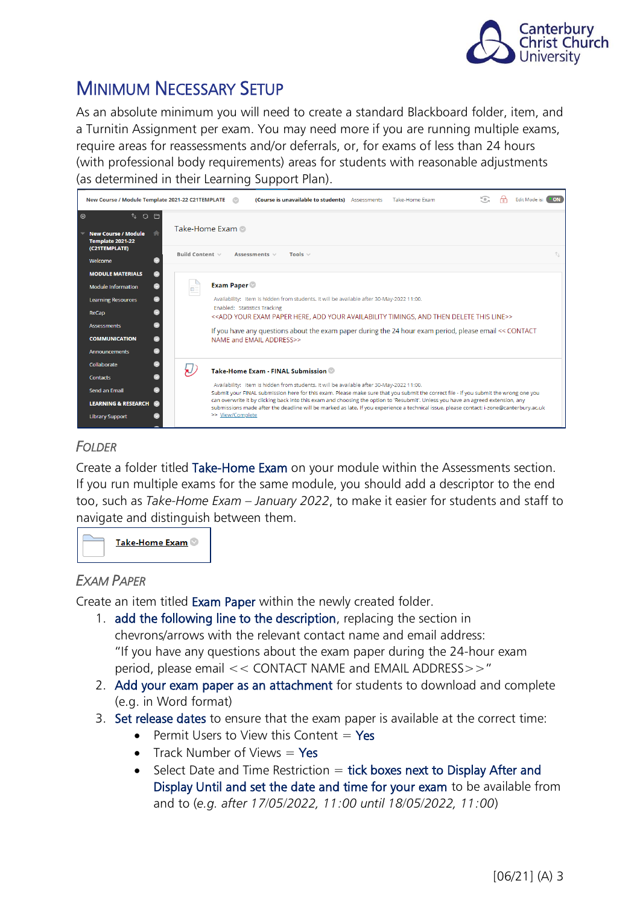# Minimum Necessary Setup

As an absolute minimum you will need to create a standard Blackboard folder, item, and a Turnitin Assignment per exam. You may need more if you are running multiple exams, require areas for reassessments and/or deferrals, or, for exams of less than 24 hours (with professional body requirements) areas for students with reasonable adjustments (as determined in their Learning Support Plan).

## Folder

Create a folder titled Take-Home Exam on your module within the Assessments section. If you run multiple exams for the same module, you should add a descriptor to the end too, such as *Take-Home Exam – January 2022*, to make it easier for students and staff to navigate and distinguish between them.

## Exam Paper

Create an item titled Exam Paper within the newly created folder.

1. add the following line to the description, replacing the section in chevrons/arrows with the relevant contact name and email address: "If you have any questions about the exam paper during the 24-hour exam period, please email << CONTACT NAME and EMAIL ADDRESS>>"
2. Add your exam paper as an attachment for students to download and complete (e.g. in Word format)
3. Set release dates to ensure that the exam paper is available at the correct time:
   - Permit Users to View this Content = Yes
   - Track Number of Views = Yes
   - Select Date and Time Restriction = tick boxes next to Display After and Display Until and set the date and time for your exam to be available from and to (*e.g. after 17/05/2022, 11:00 until 18/05/2022, 11:00*)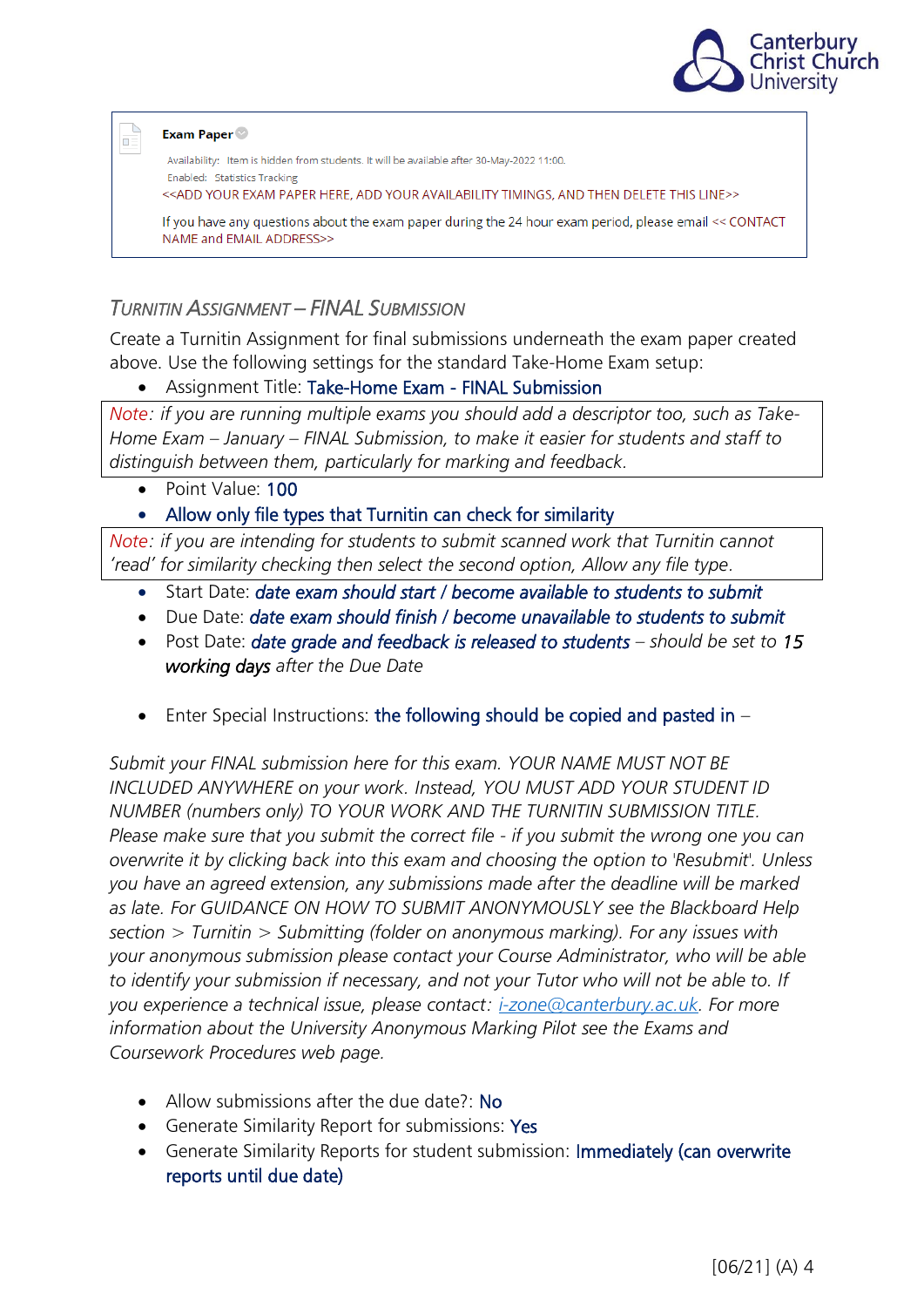**Exam Paper**

Availability: Item is hidden from students. It will be available after 30-May-2022 11:00.

Enabled: Statistics Tracking

<<ADD YOUR EXAM PAPER HERE, ADD YOUR AVAILABILITY TIMINGS, AND THEN DELETE THIS LINE>>

If you have any questions about the exam paper during the 24 hour exam period, please email << CONTACT NAME and EMAIL ADDRESS>>

### *TURNITIN ASSIGNMENT – FINAL SUBMISSION*

Create a Turnitin Assignment for final submissions underneath the exam paper created above. Use the following settings for the standard Take-Home Exam setup:

- Assignment Title: Take-Home Exam - FINAL Submission

*Note: if you are running multiple exams you should add a descriptor too, such as Take-Home Exam – January – FINAL Submission, to make it easier for students and staff to distinguish between them, particularly for marking and feedback.*

- Point Value: 100
- Allow only file types that Turnitin can check for similarity

*Note: if you are intending for students to submit scanned work that Turnitin cannot 'read' for similarity checking then select the second option, Allow any file type.*

- Start Date: *date exam should start / become available to students to submit*
- Due Date: *date exam should finish / become unavailable to students to submit*
- Post Date: *date grade and feedback is released to students – should be set to 15 working days after the Due Date*

- Enter Special Instructions: the following should be copied and pasted in –

*Submit your FINAL submission here for this exam. YOUR NAME MUST NOT BE INCLUDED ANYWHERE on your work. Instead, YOU MUST ADD YOUR STUDENT ID NUMBER (numbers only) TO YOUR WORK AND THE TURNITIN SUBMISSION TITLE. Please make sure that you submit the correct file - if you submit the wrong one you can overwrite it by clicking back into this exam and choosing the option to 'Resubmit'. Unless you have an agreed extension, any submissions made after the deadline will be marked as late. For GUIDANCE ON HOW TO SUBMIT ANONYMOUSLY see the Blackboard Help section > Turnitin > Submitting (folder on anonymous marking). For any issues with your anonymous submission please contact your Course Administrator, who will be able to identify your submission if necessary, and not your Tutor who will not be able to. If you experience a technical issue, please contact: i-zone@canterbury.ac.uk. For more information about the University Anonymous Marking Pilot see the Exams and Coursework Procedures web page.*

- Allow submissions after the due date?: No
- Generate Similarity Report for submissions: Yes
- Generate Similarity Reports for student submission: Immediately (can overwrite reports until due date)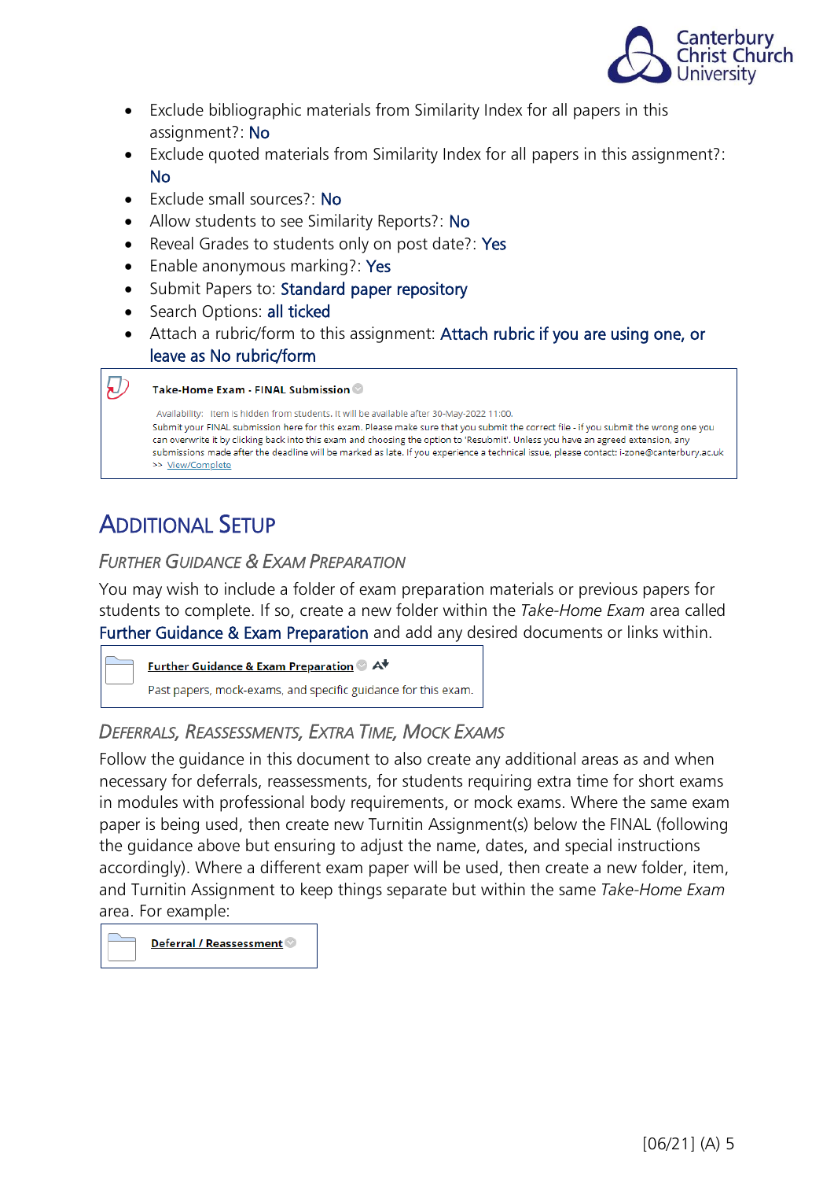- Exclude bibliographic materials from Similarity Index for all papers in this assignment?: No
- Exclude quoted materials from Similarity Index for all papers in this assignment?: No
- Exclude small sources?: No
- Allow students to see Similarity Reports?: No
- Reveal Grades to students only on post date?: Yes
- Enable anonymous marking?: Yes
- Submit Papers to: Standard paper repository
- Search Options: all ticked
- Attach a rubric/form to this assignment: Attach rubric if you are using one, or leave as No rubric/form

**Take-Home Exam - FINAL Submission**

Availability: Item is hidden from students. It will be available after 30-May-2022 11:00.
Submit your FINAL submission here for this exam. Please make sure that you submit the correct file - if you submit the wrong one you can overwrite it by clicking back into this exam and choosing the option to 'Resubmit'. Unless you have an agreed extension, any submissions made after the deadline will be marked as late. If you experience a technical issue, please contact: i-zone@canterbury.ac.uk
>> View/Complete

## Additional Setup

### *Further Guidance & Exam Preparation*

You may wish to include a folder of exam preparation materials or previous papers for students to complete. If so, create a new folder within the *Take-Home Exam* area called Further Guidance & Exam Preparation and add any desired documents or links within.

**Further Guidance & Exam Preparation**

Past papers, mock-exams, and specific guidance for this exam.

### *Deferrals, Reassessments, Extra Time, Mock Exams*

Follow the guidance in this document to also create any additional areas as and when necessary for deferrals, reassessments, for students requiring extra time for short exams in modules with professional body requirements, or mock exams. Where the same exam paper is being used, then create new Turnitin Assignment(s) below the FINAL (following the guidance above but ensuring to adjust the name, dates, and special instructions accordingly). Where a different exam paper will be used, then create a new folder, item, and Turnitin Assignment to keep things separate but within the same *Take-Home Exam* area. For example:

**Deferral / Reassessment**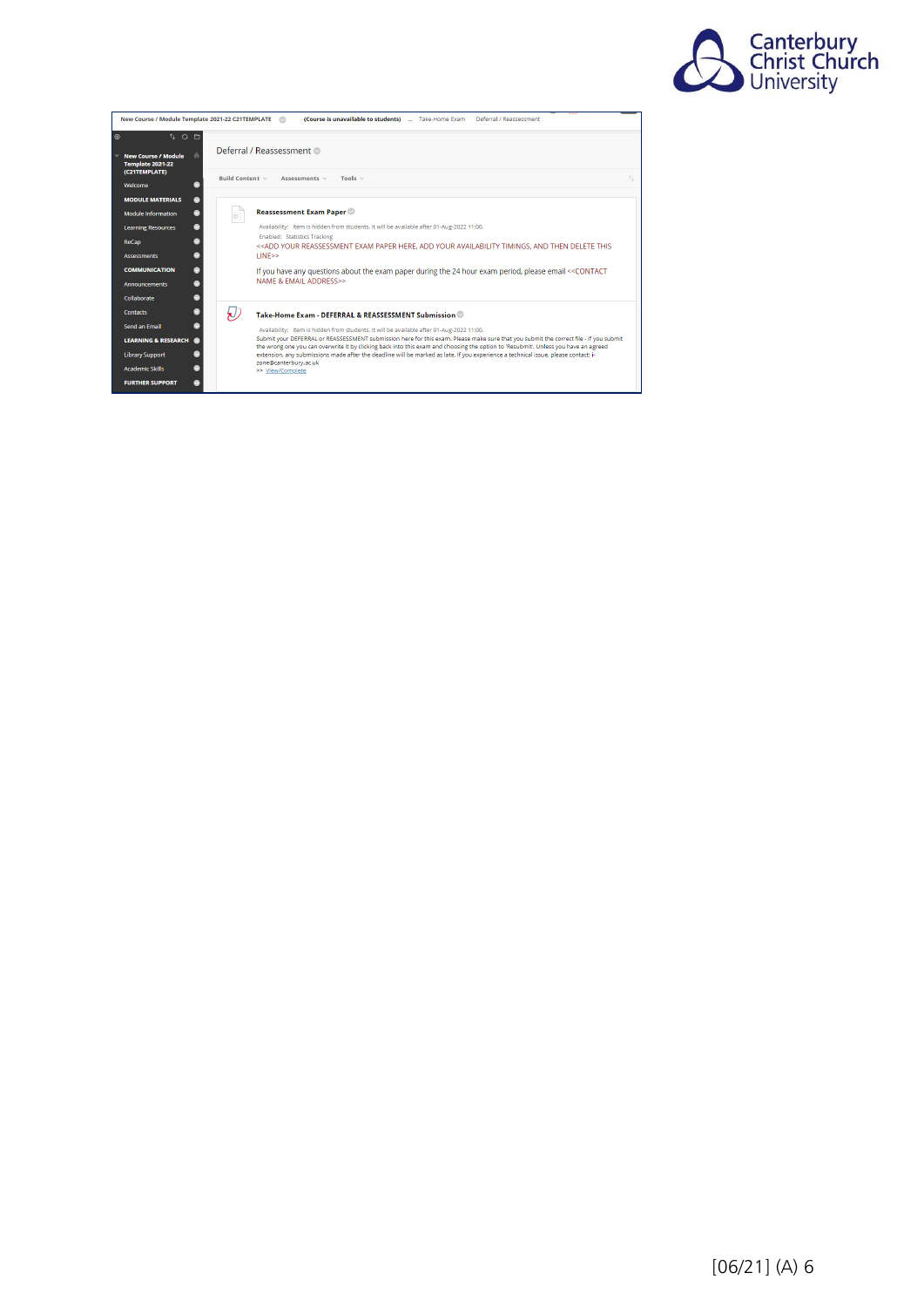New Course / Module Template 2021-22 C21TEMPLATE (Course is unavailable to students) ... Take-Home Exam Deferral / Reassessment

New Course / Module Template 2021-22 (C21TEMPLATE)

- Welcome
- MODULE MATERIALS
- Module Information
- Learning Resources
- ReCap
- Assessments
- COMMUNICATION
- Announcements
- Collaborate
- Contacts
- Send an Email
- LEARNING & RESEARCH
- Library Support
- Academic Skills
- FURTHER SUPPORT

Deferral / Reassessment

Build Content Assessments Tools

**Reassessment Exam Paper**

Availability: Item is hidden from students. It will be available after 01-Aug-2022 11:00.

Enabled: Statistics Tracking

<<ADD YOUR REASSESSMENT EXAM PAPER HERE, ADD YOUR AVAILABILITY TIMINGS, AND THEN DELETE THIS LINE>>

If you have any questions about the exam paper during the 24 hour exam period, please email <<CONTACT NAME & EMAIL ADDRESS>>

**Take-Home Exam - DEFERRAL & REASSESSMENT Submission**

Availability: Item is hidden from students. It will be available after 01-Aug-2022 11:00.

Submit your DEFERRAL or REASSESSMENT submission here for this exam. Please make sure that you submit the correct file - if you submit the wrong one you can overwrite it by clicking back into this exam and choosing the option to 'Resubmit'. Unless you have an agreed extension, any submissions made after the deadline will be marked as late. If you experience a technical issue, please contact: i-zone@canterbury.ac.uk

>> View/Complete